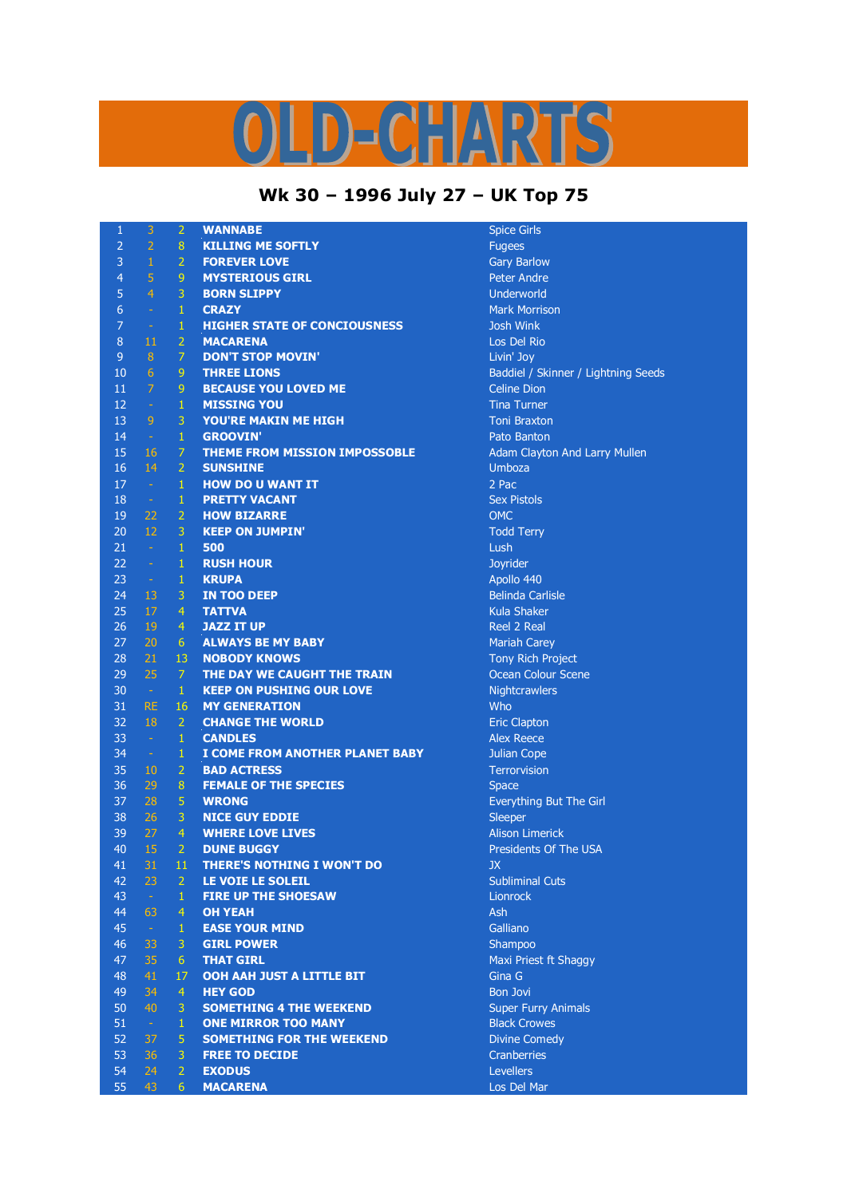# OLD-CHARTS

## Wk 30 – 1996 July 27 – UK Top 75

| | | | | |
|---|---|---|---|---|
| 1 | 3 | 2 | WANNABE | Spice Girls |
| 2 | 2 | 8 | KILLING ME SOFTLY | Fugees |
| 3 | 1 | 2 | FOREVER LOVE | Gary Barlow |
| 4 | 5 | 9 | MYSTERIOUS GIRL | Peter Andre |
| 5 | 4 | 3 | BORN SLIPPY | Underworld |
| 6 | - | 1 | CRAZY | Mark Morrison |
| 7 | - | 1 | HIGHER STATE OF CONCIOUSNESS | Josh Wink |
| 8 | 11 | 2 | MACARENA | Los Del Rio |
| 9 | 8 | 7 | DON'T STOP MOVIN' | Livin' Joy |
| 10 | 6 | 9 | THREE LIONS | Baddiel / Skinner / Lightning Seeds |
| 11 | 7 | 9 | BECAUSE YOU LOVED ME | Celine Dion |
| 12 | - | 1 | MISSING YOU | Tina Turner |
| 13 | 9 | 3 | YOU'RE MAKIN ME HIGH | Toni Braxton |
| 14 | - | 1 | GROOVIN' | Pato Banton |
| 15 | 16 | 7 | THEME FROM MISSION IMPOSSOBLE | Adam Clayton And Larry Mullen |
| 16 | 14 | 2 | SUNSHINE | Umboza |
| 17 | - | 1 | HOW DO U WANT IT | 2 Pac |
| 18 | - | 1 | PRETTY VACANT | Sex Pistols |
| 19 | 22 | 2 | HOW BIZARRE | OMC |
| 20 | 12 | 3 | KEEP ON JUMPIN' | Todd Terry |
| 21 | - | 1 | 500 | Lush |
| 22 | - | 1 | RUSH HOUR | Joyrider |
| 23 | - | 1 | KRUPA | Apollo 440 |
| 24 | 13 | 3 | IN TOO DEEP | Belinda Carlisle |
| 25 | 17 | 4 | TATTVA | Kula Shaker |
| 26 | 19 | 4 | JAZZ IT UP | Reel 2 Real |
| 27 | 20 | 6 | ALWAYS BE MY BABY | Mariah Carey |
| 28 | 21 | 13 | NOBODY KNOWS | Tony Rich Project |
| 29 | 25 | 7 | THE DAY WE CAUGHT THE TRAIN | Ocean Colour Scene |
| 30 | - | 1 | KEEP ON PUSHING OUR LOVE | Nightcrawlers |
| 31 | RE | 16 | MY GENERATION | Who |
| 32 | 18 | 2 | CHANGE THE WORLD | Eric Clapton |
| 33 | - | 1 | CANDLES | Alex Reece |
| 34 | - | 1 | I COME FROM ANOTHER PLANET BABY | Julian Cope |
| 35 | 10 | 2 | BAD ACTRESS | Terrorvision |
| 36 | 29 | 8 | FEMALE OF THE SPECIES | Space |
| 37 | 28 | 5 | WRONG | Everything But The Girl |
| 38 | 26 | 3 | NICE GUY EDDIE | Sleeper |
| 39 | 27 | 4 | WHERE LOVE LIVES | Alison Limerick |
| 40 | 15 | 2 | DUNE BUGGY | Presidents Of The USA |
| 41 | 31 | 11 | THERE'S NOTHING I WON'T DO | JX |
| 42 | 23 | 2 | LE VOIE LE SOLEIL | Subliminal Cuts |
| 43 | - | 1 | FIRE UP THE SHOESAW | Lionrock |
| 44 | 63 | 4 | OH YEAH | Ash |
| 45 | - | 1 | EASE YOUR MIND | Galliano |
| 46 | 33 | 3 | GIRL POWER | Shampoo |
| 47 | 35 | 6 | THAT GIRL | Maxi Priest ft Shaggy |
| 48 | 41 | 17 | OOH AAH JUST A LITTLE BIT | Gina G |
| 49 | 34 | 4 | HEY GOD | Bon Jovi |
| 50 | 40 | 3 | SOMETHING 4 THE WEEKEND | Super Furry Animals |
| 51 | - | 1 | ONE MIRROR TOO MANY | Black Crowes |
| 52 | 37 | 5 | SOMETHING FOR THE WEEKEND | Divine Comedy |
| 53 | 36 | 3 | FREE TO DECIDE | Cranberries |
| 54 | 24 | 2 | EXODUS | Levellers |
| 55 | 43 | 6 | MACARENA | Los Del Mar |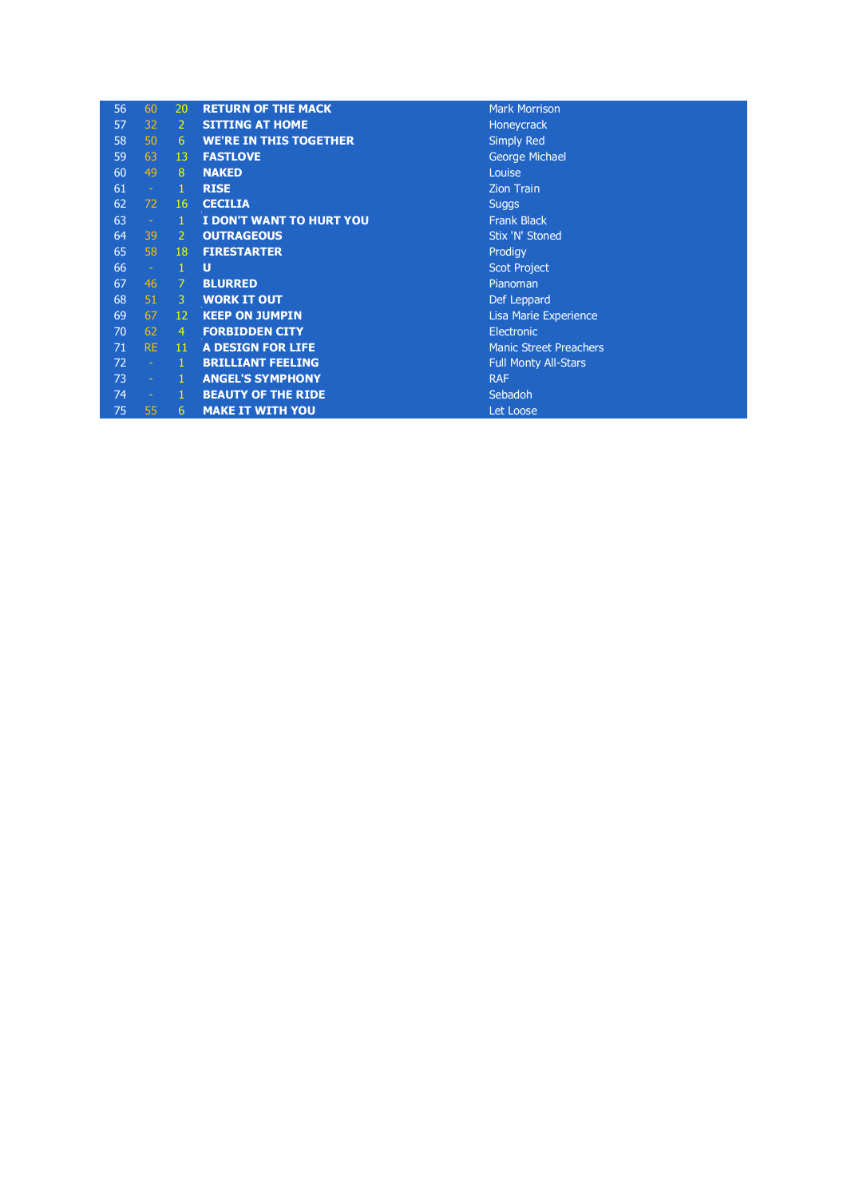| | | | | |
|---|---|---|---|---|
| 56 | 60 | 20 | **RETURN OF THE MACK** | Mark Morrison |
| 57 | 32 | 2 | **SITTING AT HOME** | Honeycrack |
| 58 | 50 | 6 | **WE'RE IN THIS TOGETHER** | Simply Red |
| 59 | 63 | 13 | **FASTLOVE** | George Michael |
| 60 | 49 | 8 | **NAKED** | Louise |
| 61 | - | 1 | **RISE** | Zion Train |
| 62 | 72 | 16 | **CECILIA** | Suggs |
| 63 | - | 1 | **I DON'T WANT TO HURT YOU** | Frank Black |
| 64 | 39 | 2 | **OUTRAGEOUS** | Stix 'N' Stoned |
| 65 | 58 | 18 | **FIRESTARTER** | Prodigy |
| 66 | - | 1 | **U** | Scot Project |
| 67 | 46 | 7 | **BLURRED** | Pianoman |
| 68 | 51 | 3 | **WORK IT OUT** | Def Leppard |
| 69 | 67 | 12 | **KEEP ON JUMPIN** | Lisa Marie Experience |
| 70 | 62 | 4 | **FORBIDDEN CITY** | Electronic |
| 71 | RE | 11 | **A DESIGN FOR LIFE** | Manic Street Preachers |
| 72 | - | 1 | **BRILLIANT FEELING** | Full Monty All-Stars |
| 73 | - | 1 | **ANGEL'S SYMPHONY** | RAF |
| 74 | - | 1 | **BEAUTY OF THE RIDE** | Sebadoh |
| 75 | 55 | 6 | **MAKE IT WITH YOU** | Let Loose |